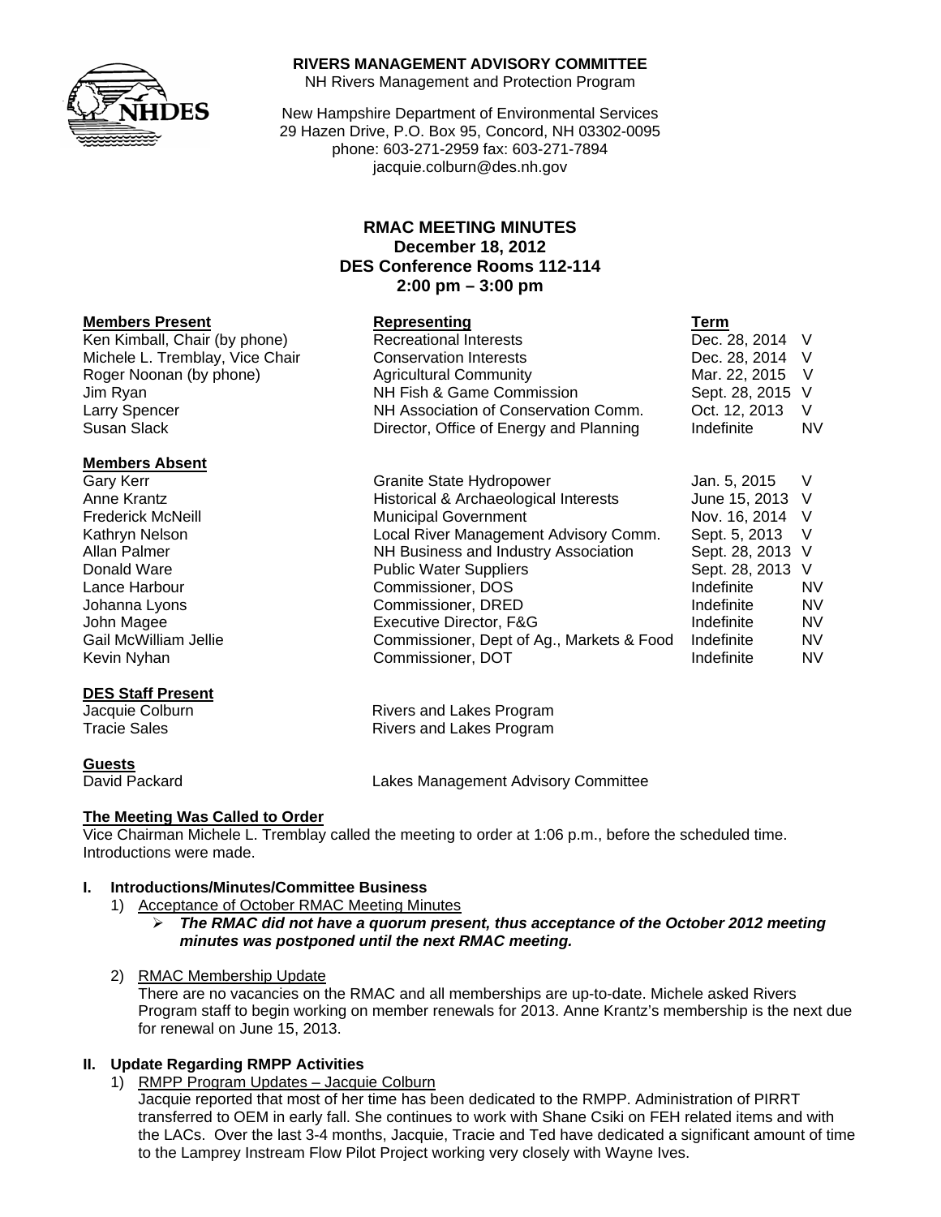**RIVERS MANAGEMENT ADVISORY COMMITTEE**
NH Rivers Management and Protection Program

New Hampshire Department of Environmental Services
29 Hazen Drive, P.O. Box 95, Concord, NH 03302-0095
phone: 603-271-2959 fax: 603-271-7894
jacquie.colburn@des.nh.gov

# RMAC MEETING MINUTES
**December 18, 2012**
**DES Conference Rooms 112-114**
**2:00 pm – 3:00 pm**

| **Members Present** | **Representing** | **Term** | |
|---|---|---|---|
| Ken Kimball, Chair (by phone) | Recreational Interests | Dec. 28, 2014 | V |
| Michele L. Tremblay, Vice Chair | Conservation Interests | Dec. 28, 2014 | V |
| Roger Noonan (by phone) | Agricultural Community | Mar. 22, 2015 | V |
| Jim Ryan | NH Fish & Game Commission | Sept. 28, 2015 | V |
| Larry Spencer | NH Association of Conservation Comm. | Oct. 12, 2013 | V |
| Susan Slack | Director, Office of Energy and Planning | Indefinite | NV |

| **Members Absent** | | | |
|---|---|---|---|
| Gary Kerr | Granite State Hydropower | Jan. 5, 2015 | V |
| Anne Krantz | Historical & Archaeological Interests | June 15, 2013 | V |
| Frederick McNeill | Municipal Government | Nov. 16, 2014 | V |
| Kathryn Nelson | Local River Management Advisory Comm. | Sept. 5, 2013 | V |
| Allan Palmer | NH Business and Industry Association | Sept. 28, 2013 | V |
| Donald Ware | Public Water Suppliers | Sept. 28, 2013 | V |
| Lance Harbour | Commissioner, DOS | Indefinite | NV |
| Johanna Lyons | Commissioner, DRED | Indefinite | NV |
| John Magee | Executive Director, F&G | Indefinite | NV |
| Gail McWilliam Jellie | Commissioner, Dept of Ag., Markets & Food | Indefinite | NV |
| Kevin Nyhan | Commissioner, DOT | Indefinite | NV |

**DES Staff Present**

Jacquie Colburn — Rivers and Lakes Program
Tracie Sales — Rivers and Lakes Program

**Guests**

David Packard — Lakes Management Advisory Committee

**The Meeting Was Called to Order**

Vice Chairman Michele L. Tremblay called the meeting to order at 1:06 p.m., before the scheduled time. Introductions were made.

## I. Introductions/Minutes/Committee Business

1) Acceptance of October RMAC Meeting Minutes
   - ***The RMAC did not have a quorum present, thus acceptance of the October 2012 meeting minutes was postponed until the next RMAC meeting.***

2) RMAC Membership Update
   There are no vacancies on the RMAC and all memberships are up-to-date. Michele asked Rivers Program staff to begin working on member renewals for 2013. Anne Krantz's membership is the next due for renewal on June 15, 2013.

## II. Update Regarding RMPP Activities

1) RMPP Program Updates – Jacquie Colburn
   Jacquie reported that most of her time has been dedicated to the RMPP. Administration of PIRRT transferred to OEM in early fall. She continues to work with Shane Csiki on FEH related items and with the LACs. Over the last 3-4 months, Jacquie, Tracie and Ted have dedicated a significant amount of time to the Lamprey Instream Flow Pilot Project working very closely with Wayne Ives.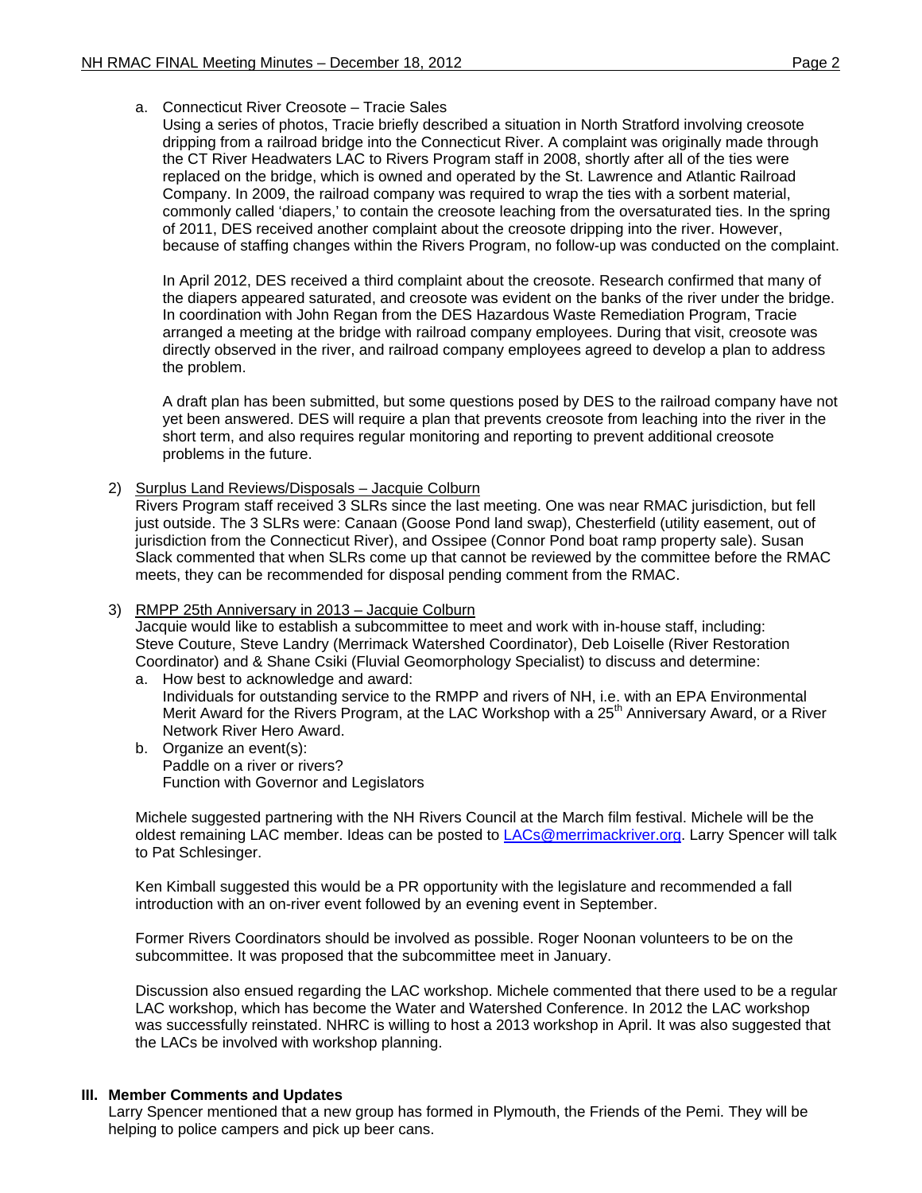a. Connecticut River Creosote – Tracie Sales

Using a series of photos, Tracie briefly described a situation in North Stratford involving creosote dripping from a railroad bridge into the Connecticut River. A complaint was originally made through the CT River Headwaters LAC to Rivers Program staff in 2008, shortly after all of the ties were replaced on the bridge, which is owned and operated by the St. Lawrence and Atlantic Railroad Company. In 2009, the railroad company was required to wrap the ties with a sorbent material, commonly called 'diapers,' to contain the creosote leaching from the oversaturated ties. In the spring of 2011, DES received another complaint about the creosote dripping into the river. However, because of staffing changes within the Rivers Program, no follow-up was conducted on the complaint.

In April 2012, DES received a third complaint about the creosote. Research confirmed that many of the diapers appeared saturated, and creosote was evident on the banks of the river under the bridge. In coordination with John Regan from the DES Hazardous Waste Remediation Program, Tracie arranged a meeting at the bridge with railroad company employees. During that visit, creosote was directly observed in the river, and railroad company employees agreed to develop a plan to address the problem.

A draft plan has been submitted, but some questions posed by DES to the railroad company have not yet been answered. DES will require a plan that prevents creosote from leaching into the river in the short term, and also requires regular monitoring and reporting to prevent additional creosote problems in the future.

2) Surplus Land Reviews/Disposals – Jacquie Colburn

Rivers Program staff received 3 SLRs since the last meeting. One was near RMAC jurisdiction, but fell just outside. The 3 SLRs were: Canaan (Goose Pond land swap), Chesterfield (utility easement, out of jurisdiction from the Connecticut River), and Ossipee (Connor Pond boat ramp property sale). Susan Slack commented that when SLRs come up that cannot be reviewed by the committee before the RMAC meets, they can be recommended for disposal pending comment from the RMAC.

3) RMPP 25th Anniversary in 2013 – Jacquie Colburn

Jacquie would like to establish a subcommittee to meet and work with in-house staff, including: Steve Couture, Steve Landry (Merrimack Watershed Coordinator), Deb Loiselle (River Restoration Coordinator) and & Shane Csiki (Fluvial Geomorphology Specialist) to discuss and determine:

a. How best to acknowledge and award:
   Individuals for outstanding service to the RMPP and rivers of NH, i.e. with an EPA Environmental Merit Award for the Rivers Program, at the LAC Workshop with a 25th Anniversary Award, or a River Network River Hero Award.
b. Organize an event(s):
   Paddle on a river or rivers?
   Function with Governor and Legislators

Michele suggested partnering with the NH Rivers Council at the March film festival. Michele will be the oldest remaining LAC member. Ideas can be posted to LACs@merrimackriver.org. Larry Spencer will talk to Pat Schlesinger.

Ken Kimball suggested this would be a PR opportunity with the legislature and recommended a fall introduction with an on-river event followed by an evening event in September.

Former Rivers Coordinators should be involved as possible. Roger Noonan volunteers to be on the subcommittee. It was proposed that the subcommittee meet in January.

Discussion also ensued regarding the LAC workshop. Michele commented that there used to be a regular LAC workshop, which has become the Water and Watershed Conference. In 2012 the LAC workshop was successfully reinstated. NHRC is willing to host a 2013 workshop in April. It was also suggested that the LACs be involved with workshop planning.

## III. Member Comments and Updates

Larry Spencer mentioned that a new group has formed in Plymouth, the Friends of the Pemi. They will be helping to police campers and pick up beer cans.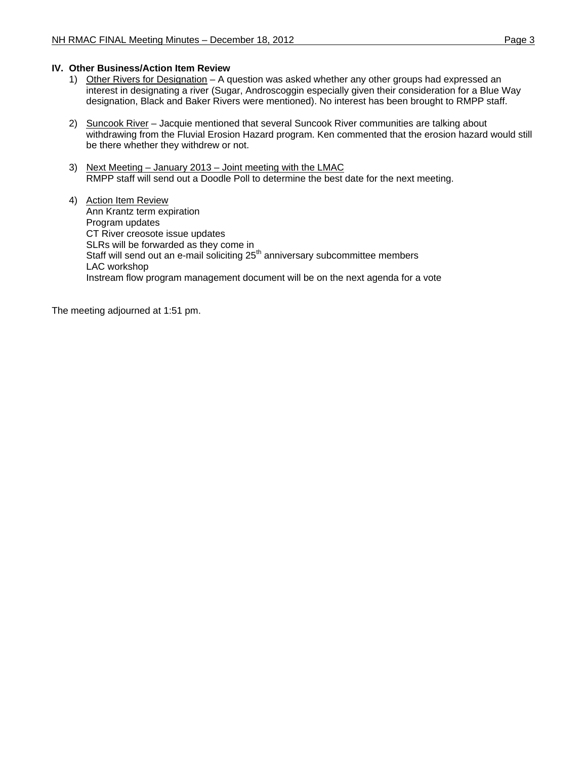## IV. Other Business/Action Item Review

1) Other Rivers for Designation – A question was asked whether any other groups had expressed an interest in designating a river (Sugar, Androscoggin especially given their consideration for a Blue Way designation, Black and Baker Rivers were mentioned). No interest has been brought to RMPP staff.

2) Suncook River – Jacquie mentioned that several Suncook River communities are talking about withdrawing from the Fluvial Erosion Hazard program. Ken commented that the erosion hazard would still be there whether they withdrew or not.

3) Next Meeting – January 2013 – Joint meeting with the LMAC
   RMPP staff will send out a Doodle Poll to determine the best date for the next meeting.

4) Action Item Review
   Ann Krantz term expiration
   Program updates
   CT River creosote issue updates
   SLRs will be forwarded as they come in
   Staff will send out an e-mail soliciting 25th anniversary subcommittee members
   LAC workshop
   Instream flow program management document will be on the next agenda for a vote

The meeting adjourned at 1:51 pm.